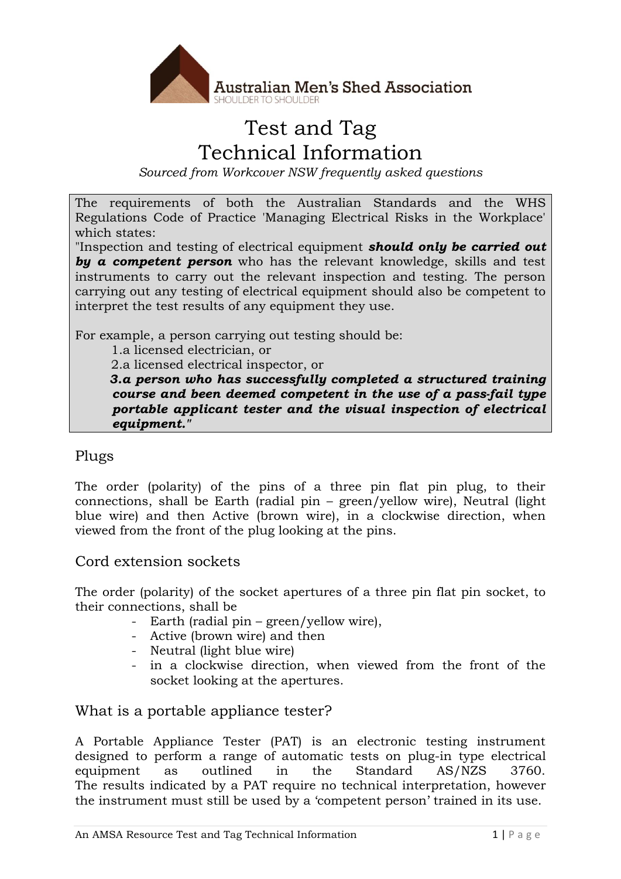Australian Men's Shed Association
SHOULDER TO SHOULDER

# Test and Tag
# Technical Information

*Sourced from Workcover NSW frequently asked questions*

> The requirements of both the Australian Standards and the WHS Regulations Code of Practice 'Managing Electrical Risks in the Workplace' which states:
> "Inspection and testing of electrical equipment ***should only be carried out by a competent person*** who has the relevant knowledge, skills and test instruments to carry out the relevant inspection and testing. The person carrying out any testing of electrical equipment should also be competent to interpret the test results of any equipment they use.
>
> For example, a person carrying out testing should be:
>
> 1. a licensed electrician, or
> 2. a licensed electrical inspector, or
> 3. ***a person who has successfully completed a structured training course and been deemed competent in the use of a pass-fail type portable applicant tester and the visual inspection of electrical equipment.***"

## Plugs

The order (polarity) of the pins of a three pin flat pin plug, to their connections, shall be Earth (radial pin – green/yellow wire), Neutral (light blue wire) and then Active (brown wire), in a clockwise direction, when viewed from the front of the plug looking at the pins.

## Cord extension sockets

The order (polarity) of the socket apertures of a three pin flat pin socket, to their connections, shall be

- Earth (radial pin – green/yellow wire),
- Active (brown wire) and then
- Neutral (light blue wire)
- in a clockwise direction, when viewed from the front of the socket looking at the apertures.

## What is a portable appliance tester?

A Portable Appliance Tester (PAT) is an electronic testing instrument designed to perform a range of automatic tests on plug-in type electrical equipment as outlined in the Standard AS/NZS 3760.
The results indicated by a PAT require no technical interpretation, however the instrument must still be used by a 'competent person' trained in its use.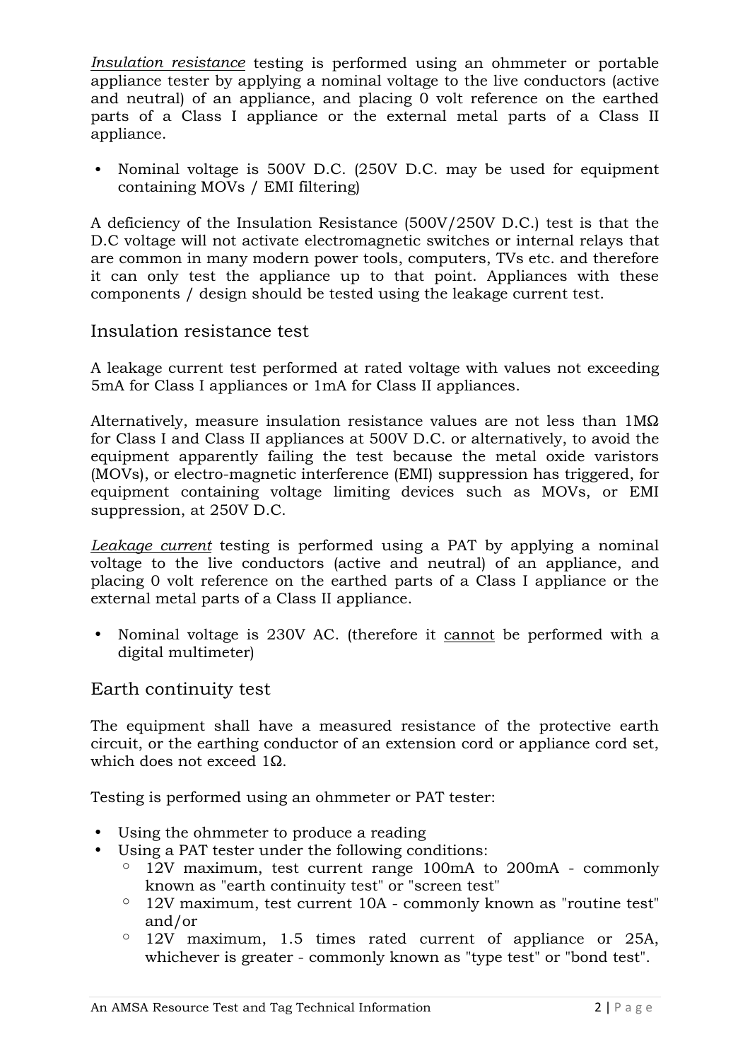*Insulation resistance* testing is performed using an ohmmeter or portable appliance tester by applying a nominal voltage to the live conductors (active and neutral) of an appliance, and placing 0 volt reference on the earthed parts of a Class I appliance or the external metal parts of a Class II appliance.

- Nominal voltage is 500V D.C. (250V D.C. may be used for equipment containing MOVs / EMI filtering)

A deficiency of the Insulation Resistance (500V/250V D.C.) test is that the D.C voltage will not activate electromagnetic switches or internal relays that are common in many modern power tools, computers, TVs etc. and therefore it can only test the appliance up to that point. Appliances with these components / design should be tested using the leakage current test.

## Insulation resistance test

A leakage current test performed at rated voltage with values not exceeding 5mA for Class I appliances or 1mA for Class II appliances.

Alternatively, measure insulation resistance values are not less than 1MΩ for Class I and Class II appliances at 500V D.C. or alternatively, to avoid the equipment apparently failing the test because the metal oxide varistors (MOVs), or electro-magnetic interference (EMI) suppression has triggered, for equipment containing voltage limiting devices such as MOVs, or EMI suppression, at 250V D.C.

*Leakage current* testing is performed using a PAT by applying a nominal voltage to the live conductors (active and neutral) of an appliance, and placing 0 volt reference on the earthed parts of a Class I appliance or the external metal parts of a Class II appliance.

- Nominal voltage is 230V AC. (therefore it cannot be performed with a digital multimeter)

## Earth continuity test

The equipment shall have a measured resistance of the protective earth circuit, or the earthing conductor of an extension cord or appliance cord set, which does not exceed 1Ω.

Testing is performed using an ohmmeter or PAT tester:

- Using the ohmmeter to produce a reading
- Using a PAT tester under the following conditions:
  - 12V maximum, test current range 100mA to 200mA - commonly known as "earth continuity test" or "screen test"
  - 12V maximum, test current 10A - commonly known as "routine test" and/or
  - 12V maximum, 1.5 times rated current of appliance or 25A, whichever is greater - commonly known as "type test" or "bond test".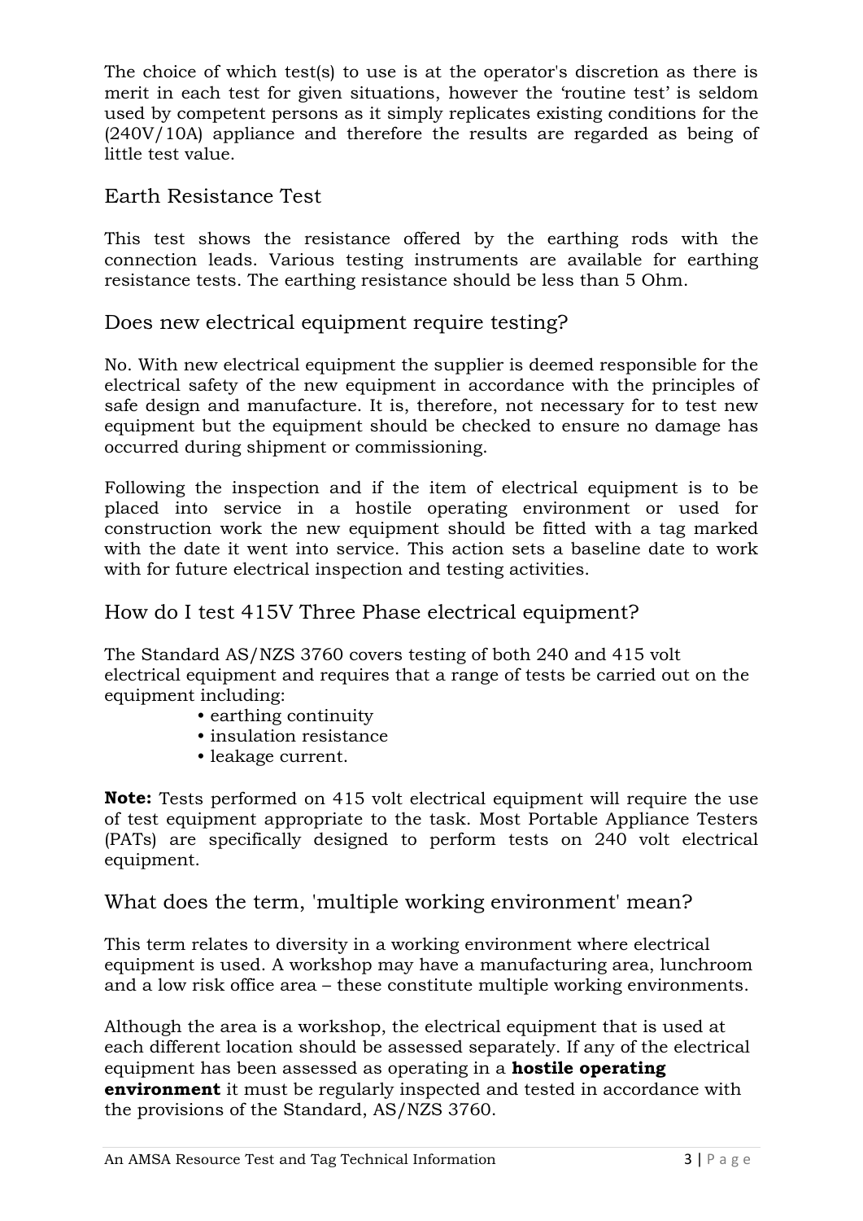The choice of which test(s) to use is at the operator's discretion as there is merit in each test for given situations, however the 'routine test' is seldom used by competent persons as it simply replicates existing conditions for the (240V/10A) appliance and therefore the results are regarded as being of little test value.

## Earth Resistance Test

This test shows the resistance offered by the earthing rods with the connection leads. Various testing instruments are available for earthing resistance tests. The earthing resistance should be less than 5 Ohm.

## Does new electrical equipment require testing?

No. With new electrical equipment the supplier is deemed responsible for the electrical safety of the new equipment in accordance with the principles of safe design and manufacture. It is, therefore, not necessary for to test new equipment but the equipment should be checked to ensure no damage has occurred during shipment or commissioning.

Following the inspection and if the item of electrical equipment is to be placed into service in a hostile operating environment or used for construction work the new equipment should be fitted with a tag marked with the date it went into service. This action sets a baseline date to work with for future electrical inspection and testing activities.

## How do I test 415V Three Phase electrical equipment?

The Standard AS/NZS 3760 covers testing of both 240 and 415 volt electrical equipment and requires that a range of tests be carried out on the equipment including:

- earthing continuity
- insulation resistance
- leakage current.

**Note:** Tests performed on 415 volt electrical equipment will require the use of test equipment appropriate to the task. Most Portable Appliance Testers (PATs) are specifically designed to perform tests on 240 volt electrical equipment.

## What does the term, 'multiple working environment' mean?

This term relates to diversity in a working environment where electrical equipment is used. A workshop may have a manufacturing area, lunchroom and a low risk office area – these constitute multiple working environments.

Although the area is a workshop, the electrical equipment that is used at each different location should be assessed separately. If any of the electrical equipment has been assessed as operating in a **hostile operating environment** it must be regularly inspected and tested in accordance with the provisions of the Standard, AS/NZS 3760.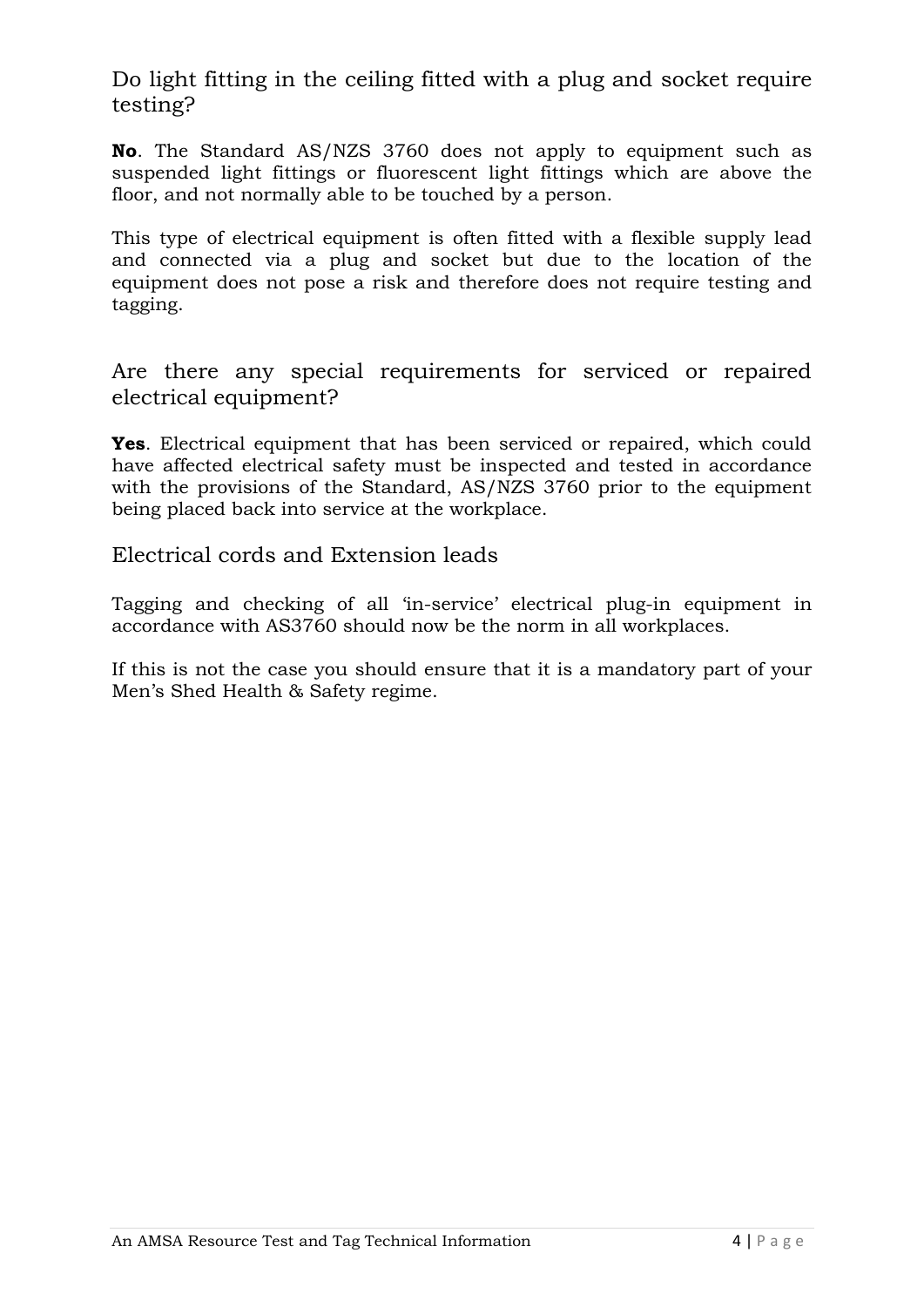## Do light fitting in the ceiling fitted with a plug and socket require testing?

**No**. The Standard AS/NZS 3760 does not apply to equipment such as suspended light fittings or fluorescent light fittings which are above the floor, and not normally able to be touched by a person.

This type of electrical equipment is often fitted with a flexible supply lead and connected via a plug and socket but due to the location of the equipment does not pose a risk and therefore does not require testing and tagging.

## Are there any special requirements for serviced or repaired electrical equipment?

**Yes**. Electrical equipment that has been serviced or repaired, which could have affected electrical safety must be inspected and tested in accordance with the provisions of the Standard, AS/NZS 3760 prior to the equipment being placed back into service at the workplace.

## Electrical cords and Extension leads

Tagging and checking of all 'in-service' electrical plug-in equipment in accordance with AS3760 should now be the norm in all workplaces.

If this is not the case you should ensure that it is a mandatory part of your Men's Shed Health & Safety regime.